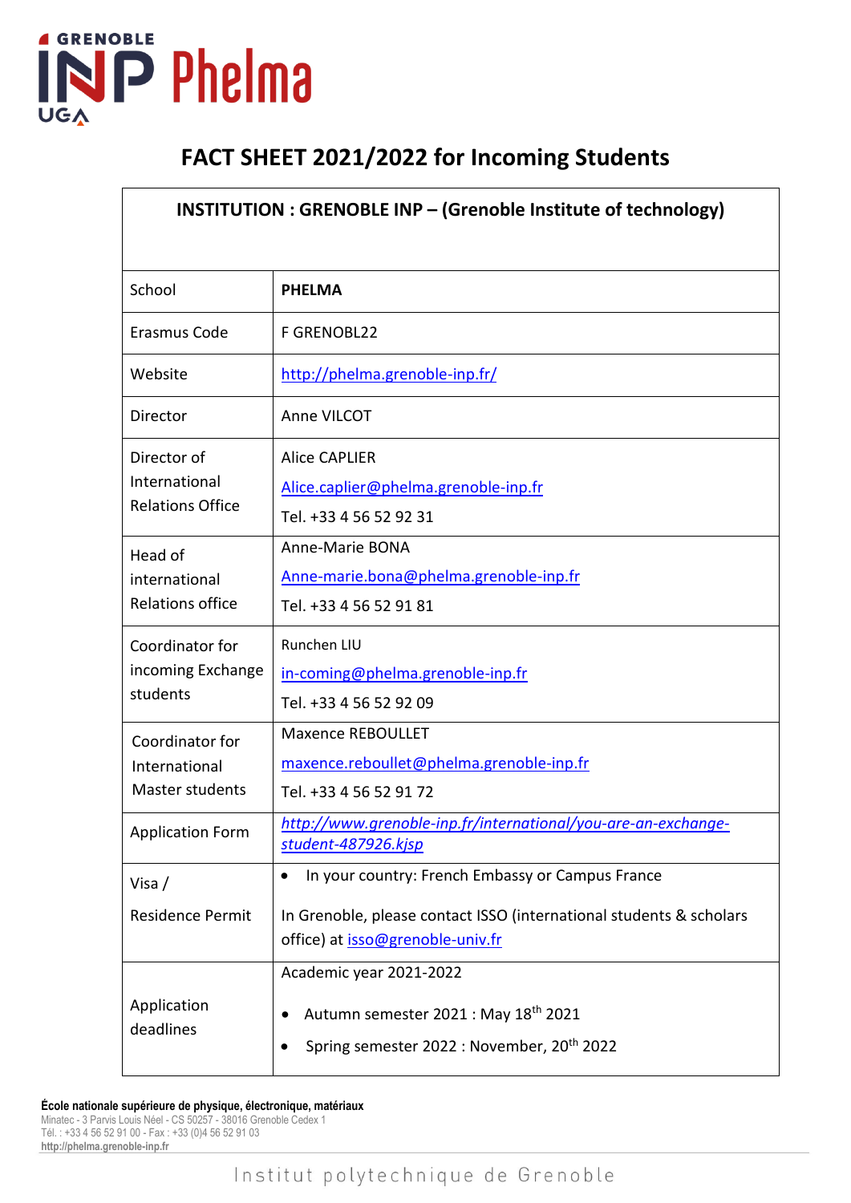# FACT SHEET 2021/2022 for Incoming Students

| INSTITUTION : GRENOBLE INP – (Grenoble Institute of technology) | |
|---|---|
| School | **PHELMA** |
| Erasmus Code | F GRENOBL22 |
| Website | http://phelma.grenoble-inp.fr/ |
| Director | Anne VILCOT |
| Director of International Relations Office | Alice CAPLIER<br>Alice.caplier@phelma.grenoble-inp.fr<br>Tel. +33 4 56 52 92 31 |
| Head of international Relations office | Anne-Marie BONA<br>Anne-marie.bona@phelma.grenoble-inp.fr<br>Tel. +33 4 56 52 91 81 |
| Coordinator for incoming Exchange students | Runchen LIU<br>in-coming@phelma.grenoble-inp.fr<br>Tel. +33 4 56 52 92 09 |
| Coordinator for International Master students | Maxence REBOULLET<br>maxence.reboullet@phelma.grenoble-inp.fr<br>Tel. +33 4 56 52 91 72 |
| Application Form | *http://www.grenoble-inp.fr/international/you-are-an-exchange-student-487926.kjsp* |
| Visa / Residence Permit | • In your country: French Embassy or Campus France<br><br>In Grenoble, please contact ISSO (international students & scholars office) at isso@grenoble-univ.fr |
| Application deadlines | Academic year 2021-2022<br><br>• Autumn semester 2021 : May 18th 2021<br>• Spring semester 2022 : November, 20th 2022 |

**École nationale supérieure de physique, électronique, matériaux**
Minatec - 3 Parvis Louis Néel - CS 50257 - 38016 Grenoble Cedex 1
Tél. : +33 4 56 52 91 00 - Fax : +33 (0)4 56 52 91 03
**http://phelma.grenoble-inp.fr**

Institut polytechnique de Grenoble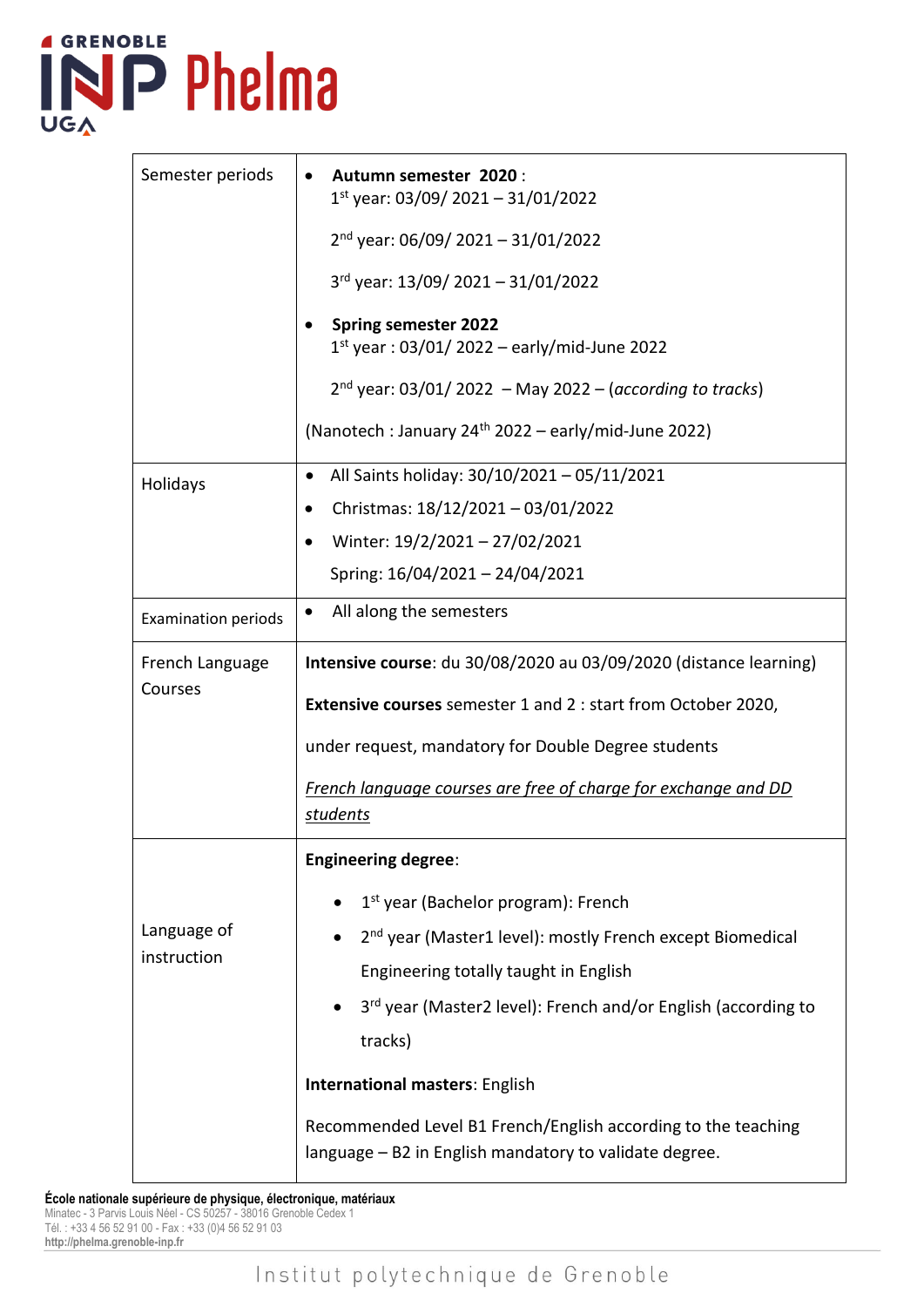| Semester periods | • **Autumn semester 2020** :<br>1st year: 03/09/ 2021 – 31/01/2022<br>2nd year: 06/09/ 2021 – 31/01/2022<br>3rd year: 13/09/ 2021 – 31/01/2022<br>• **Spring semester 2022**<br>1st year : 03/01/ 2022 – early/mid-June 2022<br>2nd year: 03/01/ 2022 – May 2022 – (*according to tracks*)<br>(Nanotech : January 24th 2022 – early/mid-June 2022) |
| --- | --- |
| Holidays | • All Saints holiday: 30/10/2021 – 05/11/2021<br>• Christmas: 18/12/2021 – 03/01/2022<br>• Winter: 19/2/2021 – 27/02/2021<br>Spring: 16/04/2021 – 24/04/2021 |
| Examination periods | • All along the semesters |
| French Language Courses | **Intensive course**: du 30/08/2020 au 03/09/2020 (distance learning)<br>**Extensive courses** semester 1 and 2 : start from October 2020,<br>under request, mandatory for Double Degree students<br>*French language courses are free of charge for exchange and DD students* |
| Language of instruction | **Engineering degree**:<br>• 1st year (Bachelor program): French<br>• 2nd year (Master1 level): mostly French except Biomedical Engineering totally taught in English<br>• 3rd year (Master2 level): French and/or English (according to tracks)<br>**International masters**: English<br>Recommended Level B1 French/English according to the teaching language – B2 in English mandatory to validate degree. |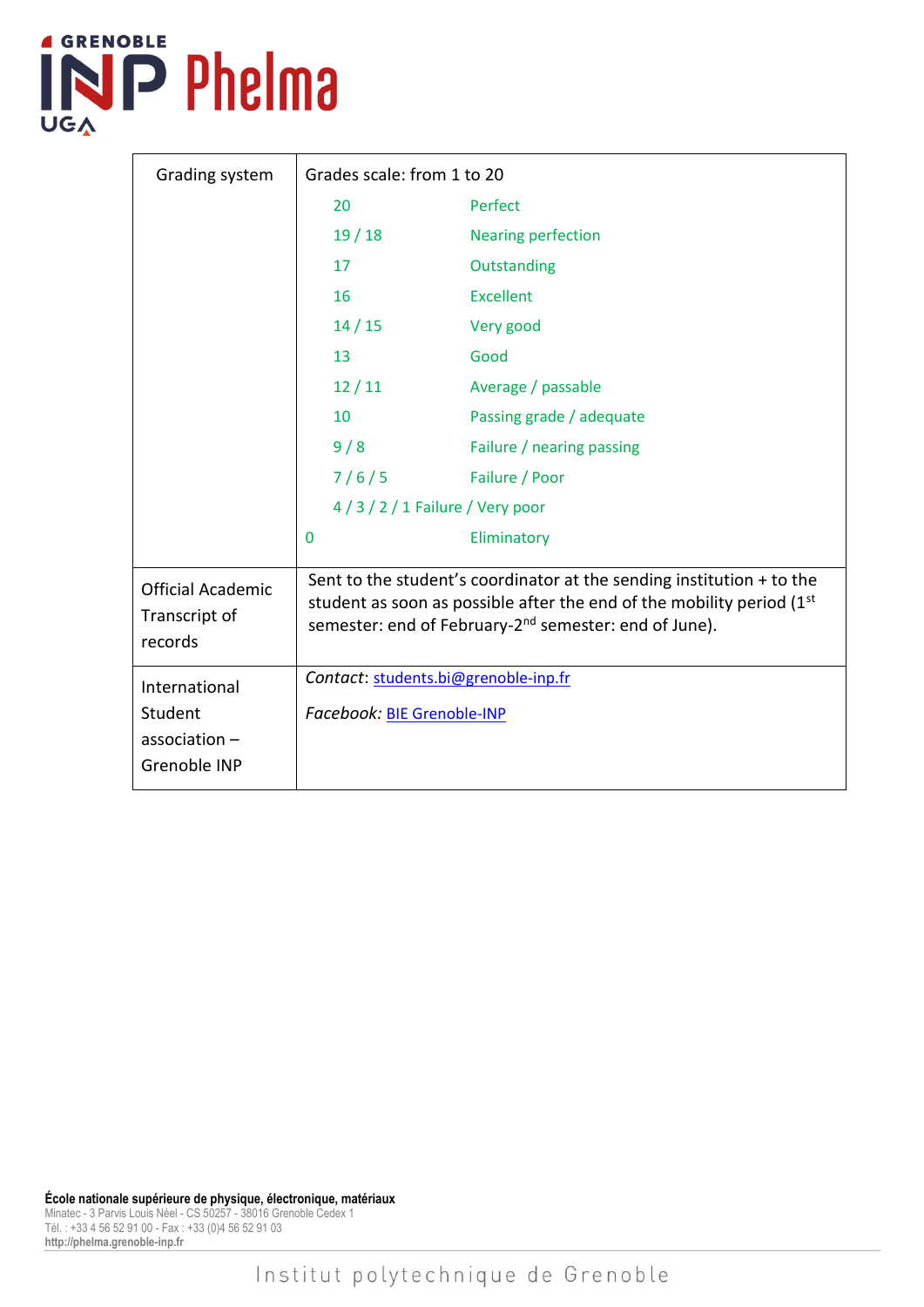| | |
|---|---|
| Grading system | Grades scale: from 1 to 20<br>20 — Perfect<br>19 / 18 — Nearing perfection<br>17 — Outstanding<br>16 — Excellent<br>14 / 15 — Very good<br>13 — Good<br>12 / 11 — Average / passable<br>10 — Passing grade / adequate<br>9 / 8 — Failure / nearing passing<br>7 / 6 / 5 — Failure / Poor<br>4 / 3 / 2 / 1 Failure / Very poor<br>0 — Eliminatory |
| Official Academic Transcript of records | Sent to the student's coordinator at the sending institution + to the student as soon as possible after the end of the mobility period (1st semester: end of February-2nd semester: end of June). |
| International Student association – Grenoble INP | *Contact*: students.bi@grenoble-inp.fr<br>*Facebook:* BIE Grenoble-INP |

**École nationale supérieure de physique, électronique, matériaux**
Minatec - 3 Parvis Louis Néel - CS 50257 - 38016 Grenoble Cedex 1
Tél. : +33 4 56 52 91 00 - Fax : +33 (0)4 56 52 91 03
**http://phelma.grenoble-inp.fr**

Institut polytechnique de Grenoble